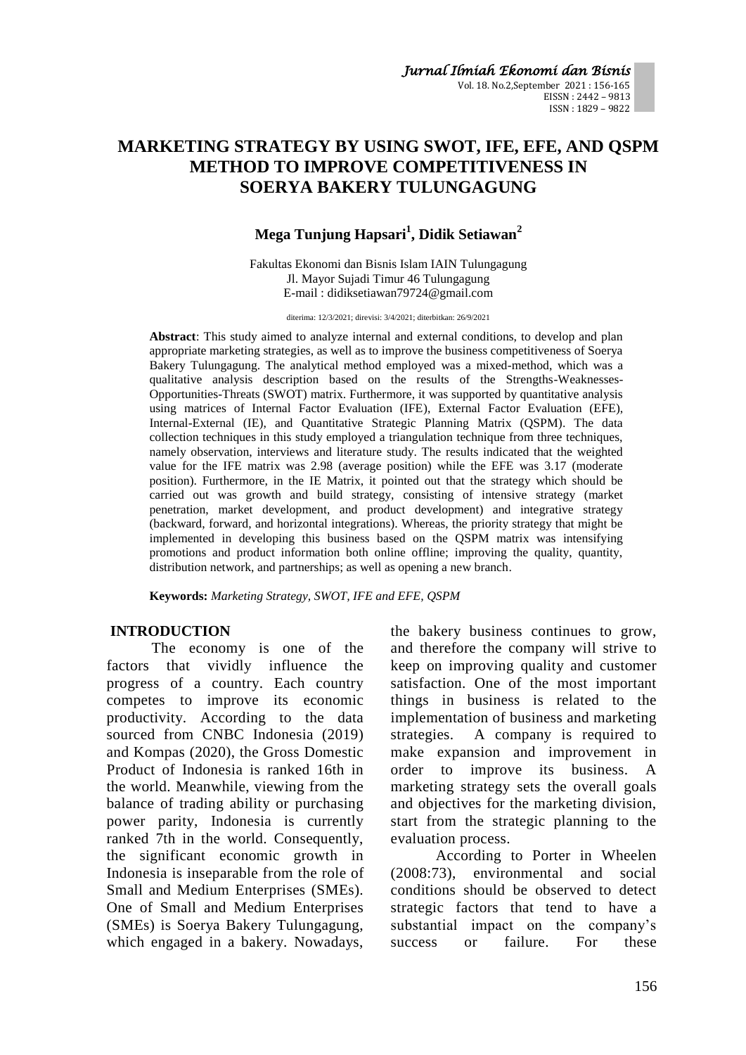# MARKETING STRATEGY BY USING SWOT, IFE, EFE, AND QSPM METHOD TO IMPROVE COMPETITIVENESS IN SOERYA BAKERY TULUNGAGUNG

**Mega Tunjung Hapsari[1], Didik Setiawan[2]**

Fakultas Ekonomi dan Bisnis Islam IAIN Tulungagung
Jl. Mayor Sujadi Timur 46 Tulungagung
E-mail : didiksetiawan79724@gmail.com

diterima: 12/3/2021; direvisi: 3/4/2021; diterbitkan: 26/9/2021

**Abstract**: This study aimed to analyze internal and external conditions, to develop and plan appropriate marketing strategies, as well as to improve the business competitiveness of Soerya Bakery Tulungagung. The analytical method employed was a mixed-method, which was a qualitative analysis description based on the results of the Strengths-Weaknesses-Opportunities-Threats (SWOT) matrix. Furthermore, it was supported by quantitative analysis using matrices of Internal Factor Evaluation (IFE), External Factor Evaluation (EFE), Internal-External (IE), and Quantitative Strategic Planning Matrix (QSPM). The data collection techniques in this study employed a triangulation technique from three techniques, namely observation, interviews and literature study. The results indicated that the weighted value for the IFE matrix was 2.98 (average position) while the EFE was 3.17 (moderate position). Furthermore, in the IE Matrix, it pointed out that the strategy which should be carried out was growth and build strategy, consisting of intensive strategy (market penetration, market development, and product development) and integrative strategy (backward, forward, and horizontal integrations). Whereas, the priority strategy that might be implemented in developing this business based on the QSPM matrix was intensifying promotions and product information both online offline; improving the quality, quantity, distribution network, and partnerships; as well as opening a new branch.

**Keywords:** *Marketing Strategy, SWOT, IFE and EFE, QSPM*

## INTRODUCTION

The economy is one of the factors that vividly influence the progress of a country. Each country competes to improve its economic productivity. According to the data sourced from CNBC Indonesia (2019) and Kompas (2020), the Gross Domestic Product of Indonesia is ranked 16th in the world. Meanwhile, viewing from the balance of trading ability or purchasing power parity, Indonesia is currently ranked 7th in the world. Consequently, the significant economic growth in Indonesia is inseparable from the role of Small and Medium Enterprises (SMEs). One of Small and Medium Enterprises (SMEs) is Soerya Bakery Tulungagung, which engaged in a bakery. Nowadays, the bakery business continues to grow, and therefore the company will strive to keep on improving quality and customer satisfaction. One of the most important things in business is related to the implementation of business and marketing strategies. A company is required to make expansion and improvement in order to improve its business. A marketing strategy sets the overall goals and objectives for the marketing division, start from the strategic planning to the evaluation process.

According to Porter in Wheelen (2008:73), environmental and social conditions should be observed to detect strategic factors that tend to have a substantial impact on the company's success or failure. For these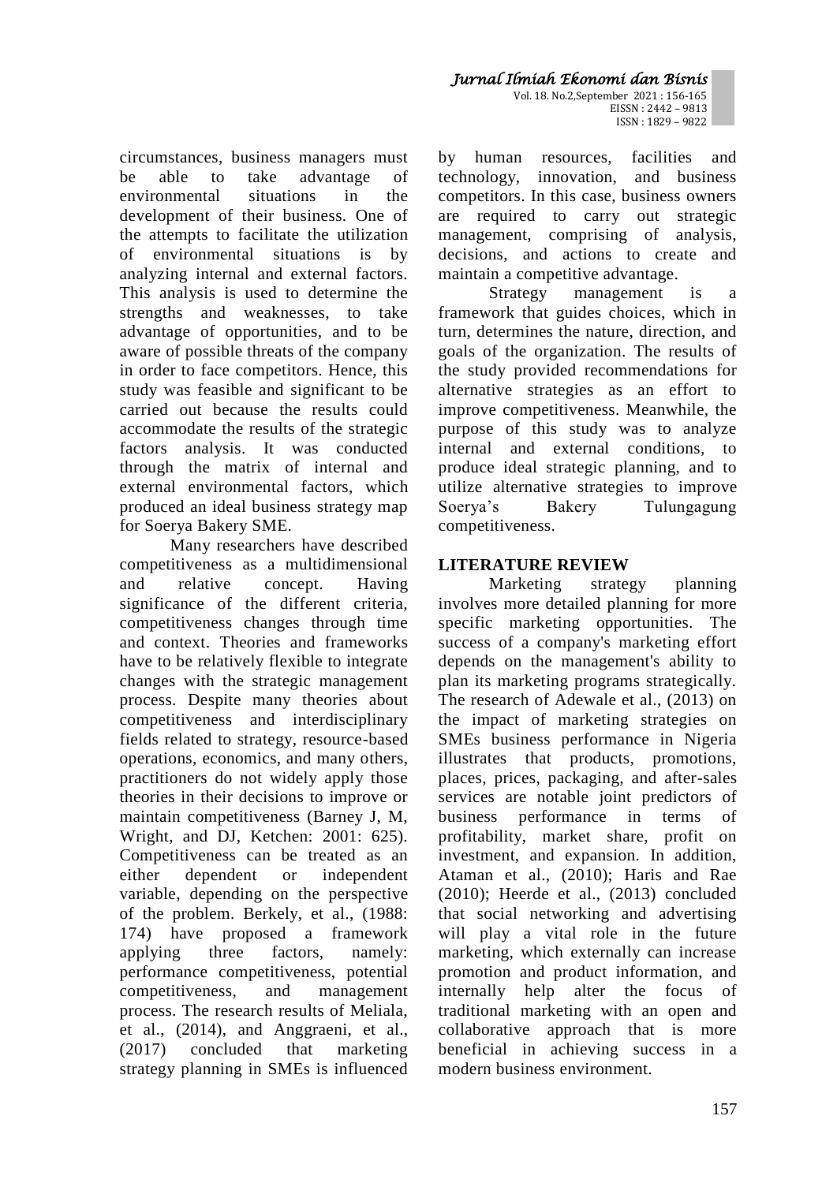circumstances, business managers must be able to take advantage of environmental situations in the development of their business. One of the attempts to facilitate the utilization of environmental situations is by analyzing internal and external factors. This analysis is used to determine the strengths and weaknesses, to take advantage of opportunities, and to be aware of possible threats of the company in order to face competitors. Hence, this study was feasible and significant to be carried out because the results could accommodate the results of the strategic factors analysis. It was conducted through the matrix of internal and external environmental factors, which produced an ideal business strategy map for Soerya Bakery SME.

Many researchers have described competitiveness as a multidimensional and relative concept. Having significance of the different criteria, competitiveness changes through time and context. Theories and frameworks have to be relatively flexible to integrate changes with the strategic management process. Despite many theories about competitiveness and interdisciplinary fields related to strategy, resource-based operations, economics, and many others, practitioners do not widely apply those theories in their decisions to improve or maintain competitiveness (Barney J, M, Wright, and DJ, Ketchen: 2001: 625). Competitiveness can be treated as an either dependent or independent variable, depending on the perspective of the problem. Berkely, et al., (1988: 174) have proposed a framework applying three factors, namely: performance competitiveness, potential competitiveness, and management process. The research results of Meliala, et al., (2014), and Anggraeni, et al., (2017) concluded that marketing strategy planning in SMEs is influenced by human resources, facilities and technology, innovation, and business competitors. In this case, business owners are required to carry out strategic management, comprising of analysis, decisions, and actions to create and maintain a competitive advantage.

Strategy management is a framework that guides choices, which in turn, determines the nature, direction, and goals of the organization. The results of the study provided recommendations for alternative strategies as an effort to improve competitiveness. Meanwhile, the purpose of this study was to analyze internal and external conditions, to produce ideal strategic planning, and to utilize alternative strategies to improve Soerya's Bakery Tulungagung competitiveness.

## LITERATURE REVIEW

Marketing strategy planning involves more detailed planning for more specific marketing opportunities. The success of a company's marketing effort depends on the management's ability to plan its marketing programs strategically. The research of Adewale et al., (2013) on the impact of marketing strategies on SMEs business performance in Nigeria illustrates that products, promotions, places, prices, packaging, and after-sales services are notable joint predictors of business performance in terms of profitability, market share, profit on investment, and expansion. In addition, Ataman et al., (2010); Haris and Rae (2010); Heerde et al., (2013) concluded that social networking and advertising will play a vital role in the future marketing, which externally can increase promotion and product information, and internally help alter the focus of traditional marketing with an open and collaborative approach that is more beneficial in achieving success in a modern business environment.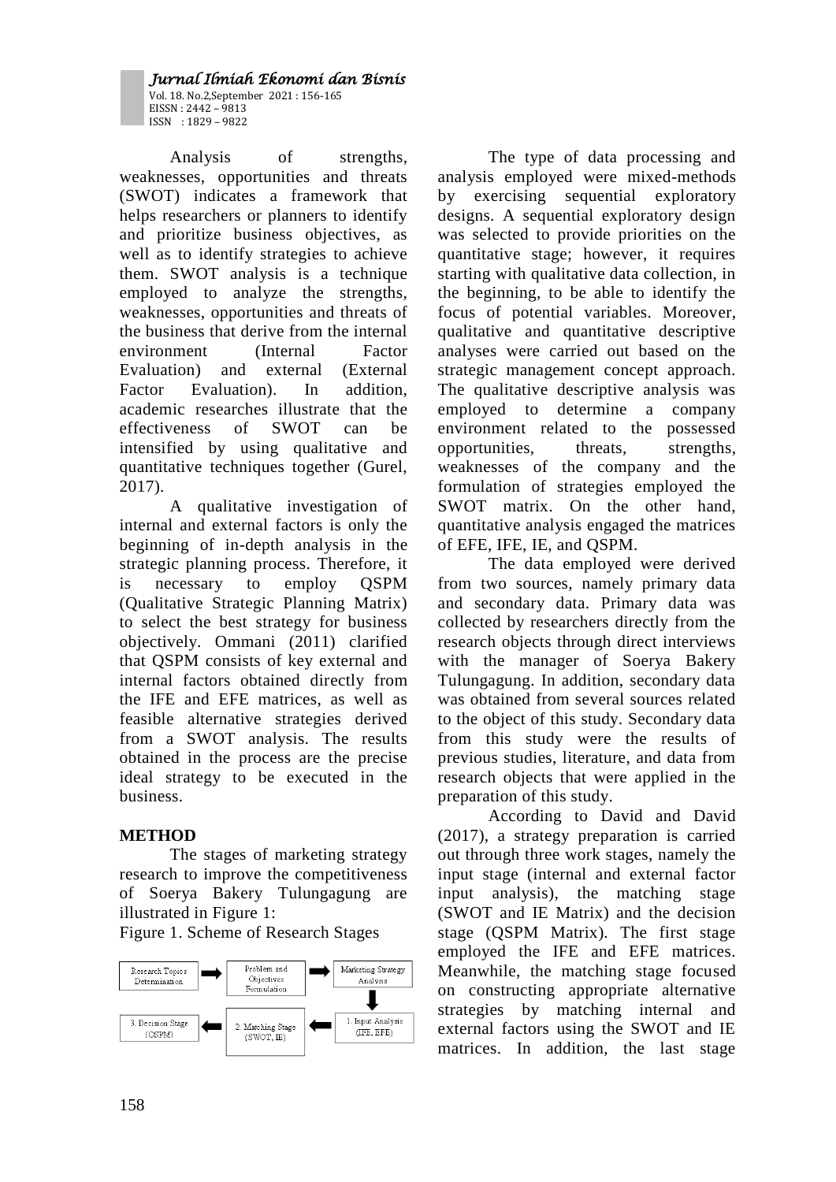Analysis of strengths, weaknesses, opportunities and threats (SWOT) indicates a framework that helps researchers or planners to identify and prioritize business objectives, as well as to identify strategies to achieve them. SWOT analysis is a technique employed to analyze the strengths, weaknesses, opportunities and threats of the business that derive from the internal environment (Internal Factor Evaluation) and external (External Factor Evaluation). In addition, academic researches illustrate that the effectiveness of SWOT can be intensified by using qualitative and quantitative techniques together (Gurel, 2017).

A qualitative investigation of internal and external factors is only the beginning of in-depth analysis in the strategic planning process. Therefore, it is necessary to employ QSPM (Qualitative Strategic Planning Matrix) to select the best strategy for business objectively. Ommani (2011) clarified that QSPM consists of key external and internal factors obtained directly from the IFE and EFE matrices, as well as feasible alternative strategies derived from a SWOT analysis. The results obtained in the process are the precise ideal strategy to be executed in the business.

## METHOD

The stages of marketing strategy research to improve the competitiveness of Soerya Bakery Tulungagung are illustrated in Figure 1:

Figure 1. Scheme of Research Stages

Research Topics Determination → Problem and Objectives Formulation → Marketing Strategy Analysis → 1. Input Analysis (IFE, EFE) → 2. Matching Stage (SWOT, IE) → 3. Decision Stage (QSPM)

The type of data processing and analysis employed were mixed-methods by exercising sequential exploratory designs. A sequential exploratory design was selected to provide priorities on the quantitative stage; however, it requires starting with qualitative data collection, in the beginning, to be able to identify the focus of potential variables. Moreover, qualitative and quantitative descriptive analyses were carried out based on the strategic management concept approach. The qualitative descriptive analysis was employed to determine a company environment related to the possessed opportunities, threats, strengths, weaknesses of the company and the formulation of strategies employed the SWOT matrix. On the other hand, quantitative analysis engaged the matrices of EFE, IFE, IE, and QSPM.

The data employed were derived from two sources, namely primary data and secondary data. Primary data was collected by researchers directly from the research objects through direct interviews with the manager of Soerya Bakery Tulungagung. In addition, secondary data was obtained from several sources related to the object of this study. Secondary data from this study were the results of previous studies, literature, and data from research objects that were applied in the preparation of this study.

According to David and David (2017), a strategy preparation is carried out through three work stages, namely the input stage (internal and external factor input analysis), the matching stage (SWOT and IE Matrix) and the decision stage (QSPM Matrix). The first stage employed the IFE and EFE matrices. Meanwhile, the matching stage focused on constructing appropriate alternative strategies by matching internal and external factors using the SWOT and IE matrices. In addition, the last stage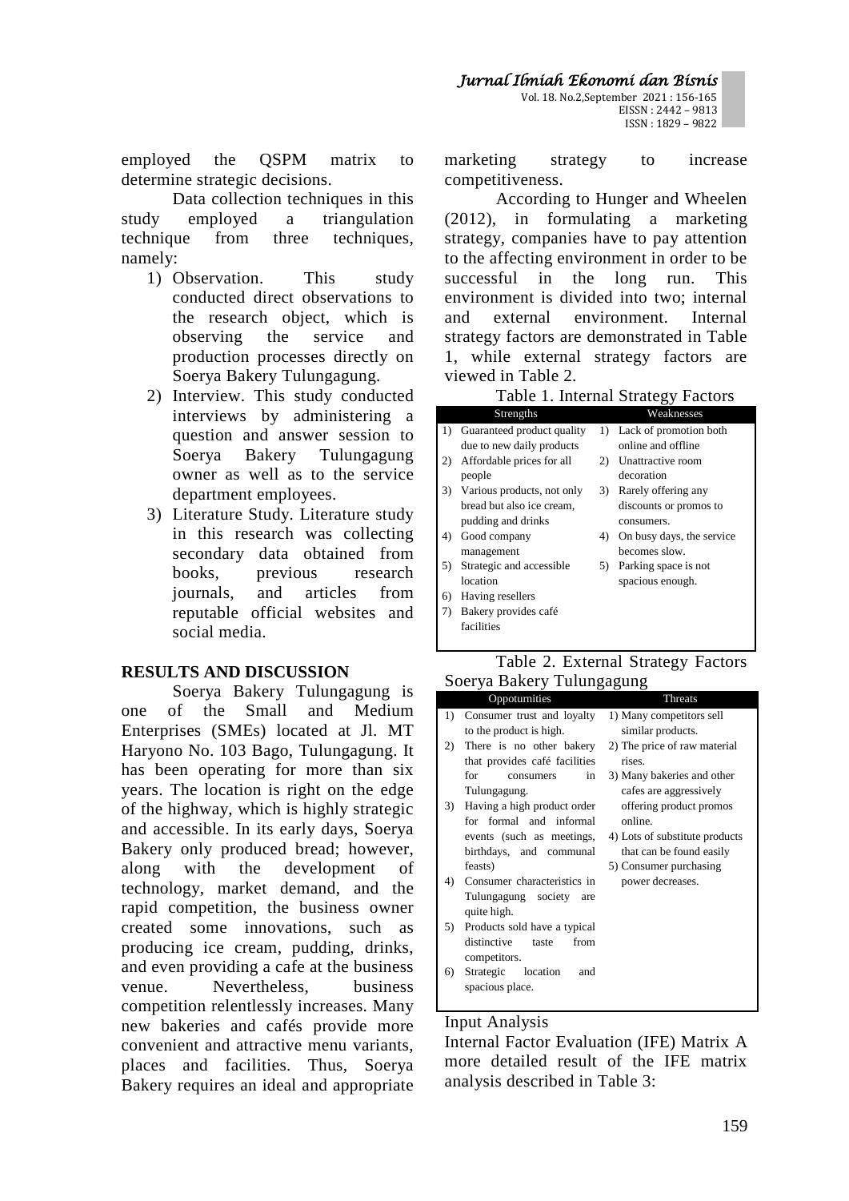employed the QSPM matrix to determine strategic decisions.

Data collection techniques in this study employed a triangulation technique from three techniques, namely:

1) Observation. This study conducted direct observations to the research object, which is observing the service and production processes directly on Soerya Bakery Tulungagung.
2) Interview. This study conducted interviews by administering a question and answer session to Soerya Bakery Tulungagung owner as well as to the service department employees.
3) Literature Study. Literature study in this research was collecting secondary data obtained from books, previous research journals, and articles from reputable official websites and social media.

## RESULTS AND DISCUSSION

Soerya Bakery Tulungagung is one of the Small and Medium Enterprises (SMEs) located at Jl. MT Haryono No. 103 Bago, Tulungagung. It has been operating for more than six years. The location is right on the edge of the highway, which is highly strategic and accessible. In its early days, Soerya Bakery only produced bread; however, along with the development of technology, market demand, and the rapid competition, the business owner created some innovations, such as producing ice cream, pudding, drinks, and even providing a cafe at the business venue. Nevertheless, business competition relentlessly increases. Many new bakeries and cafés provide more convenient and attractive menu variants, places and facilities. Thus, Soerya Bakery requires an ideal and appropriate marketing strategy to increase competitiveness.

According to Hunger and Wheelen (2012), in formulating a marketing strategy, companies have to pay attention to the affecting environment in order to be successful in the long run. This environment is divided into two; internal and external environment. Internal strategy factors are demonstrated in Table 1, while external strategy factors are viewed in Table 2.

Table 1. Internal Strategy Factors

| Strengths | Weaknesses |
|---|---|
| 1) Guaranteed product quality due to new daily products | 1) Lack of promotion both online and offline |
| 2) Affordable prices for all people | 2) Unattractive room decoration |
| 3) Various products, not only bread but also ice cream, pudding and drinks | 3) Rarely offering any discounts or promos to consumers. |
| 4) Good company management | 4) On busy days, the service becomes slow. |
| 5) Strategic and accessible location | 5) Parking space is not spacious enough. |
| 6) Having resellers | |
| 7) Bakery provides café facilities | |

Table 2. External Strategy Factors Soerya Bakery Tulungagung

| Oppoturnities | Threats |
|---|---|
| 1) Consumer trust and loyalty to the product is high. | 1) Many competitors sell similar products. |
| 2) There is no other bakery that provides café facilities for consumers in Tulungagung. | 2) The price of raw material rises. |
| 3) Having a high product order for formal and informal events (such as meetings, birthdays, and communal feasts) | 3) Many bakeries and other cafes are aggressively offering product promos online. |
| 4) Consumer characteristics in Tulungagung society are quite high. | 4) Lots of substitute products that can be found easily |
| 5) Products sold have a typical distinctive taste from competitors. | 5) Consumer purchasing power decreases. |
| 6) Strategic location and spacious place. | |

Input Analysis

Internal Factor Evaluation (IFE) Matrix A more detailed result of the IFE matrix analysis described in Table 3: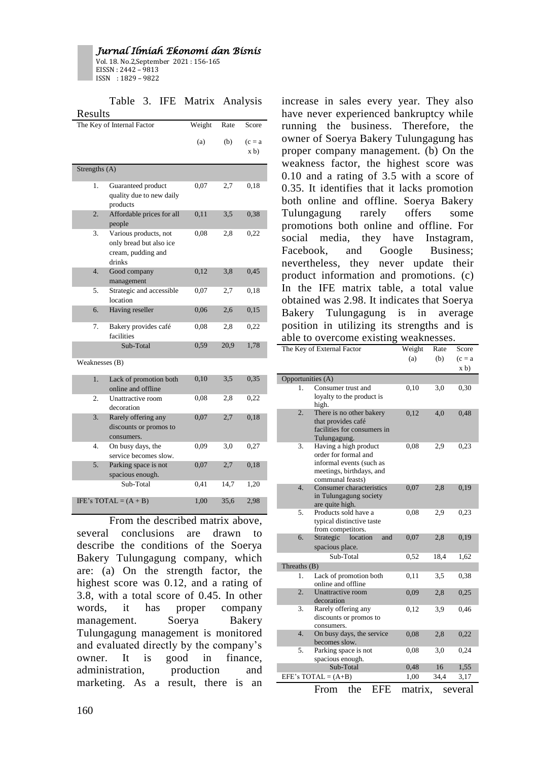Table 3. IFE Matrix Analysis Results

| The Key of Internal Factor | | Weight (a) | Rate (b) | Score (c = a x b) |
|---|---|---|---|---|
| **Strengths (A)** | | | | |
| 1. | Guaranteed product quality due to new daily products | 0,07 | 2,7 | 0,18 |
| 2. | Affordable prices for all people | 0,11 | 3,5 | 0,38 |
| 3. | Various products, not only bread but also ice cream, pudding and drinks | 0,08 | 2,8 | 0,22 |
| 4. | Good company management | 0,12 | 3,8 | 0,45 |
| 5. | Strategic and accessible location | 0,07 | 2,7 | 0,18 |
| 6. | Having reseller | 0,06 | 2,6 | 0,15 |
| 7. | Bakery provides café facilities | 0,08 | 2,8 | 0,22 |
| | Sub-Total | 0,59 | 20,9 | 1,78 |
| **Weaknesses (B)** | | | | |
| 1. | Lack of promotion both online and offline | 0,10 | 3,5 | 0,35 |
| 2. | Unattractive room decoration | 0,08 | 2,8 | 0,22 |
| 3. | Rarely offering any discounts or promos to consumers. | 0,07 | 2,7 | 0,18 |
| 4. | On busy days, the service becomes slow. | 0,09 | 3,0 | 0,27 |
| 5. | Parking space is not spacious enough. | 0,07 | 2,7 | 0,18 |
| | Sub-Total | 0,41 | 14,7 | 1,20 |
| IFE's TOTAL = (A + B) | | 1,00 | 35,6 | 2,98 |

From the described matrix above, several conclusions are drawn to describe the conditions of the Soerya Bakery Tulungagung company, which are: (a) On the strength factor, the highest score was 0.12, and a rating of 3.8, with a total score of 0.45. In other words, it has proper company management. Soerya Bakery Tulungagung management is monitored and evaluated directly by the company's owner. It is good in finance, administration, production and marketing. As a result, there is an increase in sales every year. They also have never experienced bankruptcy while running the business. Therefore, the owner of Soerya Bakery Tulungagung has proper company management. (b) On the weakness factor, the highest score was 0.10 and a rating of 3.5 with a score of 0.35. It identifies that it lacks promotion both online and offline. Soerya Bakery Tulungagung rarely offers some promotions both online and offline. For social media, they have Instagram, Facebook, and Google Business; nevertheless, they never update their product information and promotions. (c) In the IFE matrix table, a total value obtained was 2.98. It indicates that Soerya Bakery Tulungagung is in average position in utilizing its strengths and is able to overcome existing weaknesses.

| The Key of External Factor | | Weight (a) | Rate (b) | Score (c = a x b) |
|---|---|---|---|---|
| **Opportunities (A)** | | | | |
| 1. | Consumer trust and loyalty to the product is high. | 0,10 | 3,0 | 0,30 |
| 2. | There is no other bakery that provides café facilities for consumers in Tulungagung. | 0,12 | 4,0 | 0,48 |
| 3. | Having a high product order for formal and informal events (such as meetings, birthdays, and communal feasts) | 0,08 | 2,9 | 0,23 |
| 4. | Consumer characteristics in Tulungagung society are quite high. | 0,07 | 2,8 | 0,19 |
| 5. | Products sold have a typical distinctive taste from competitors. | 0,08 | 2,9 | 0,23 |
| 6. | Strategic location and spacious place. | 0,07 | 2,8 | 0,19 |
| | Sub-Total | 0,52 | 18,4 | 1,62 |
| **Threaths (B)** | | | | |
| 1. | Lack of promotion both online and offline | 0,11 | 3,5 | 0,38 |
| 2. | Unattractive room decoration | 0,09 | 2,8 | 0,25 |
| 3. | Rarely offering any discounts or promos to consumers. | 0,12 | 3,9 | 0,46 |
| 4. | On busy days, the service becomes slow. | 0,08 | 2,8 | 0,22 |
| 5. | Parking space is not spacious enough. | 0,08 | 3,0 | 0,24 |
| | Sub-Total | 0,48 | 16 | 1,55 |
| EFE's TOTAL = (A+B) | | 1,00 | 34,4 | 3,17 |

From the EFE matrix, several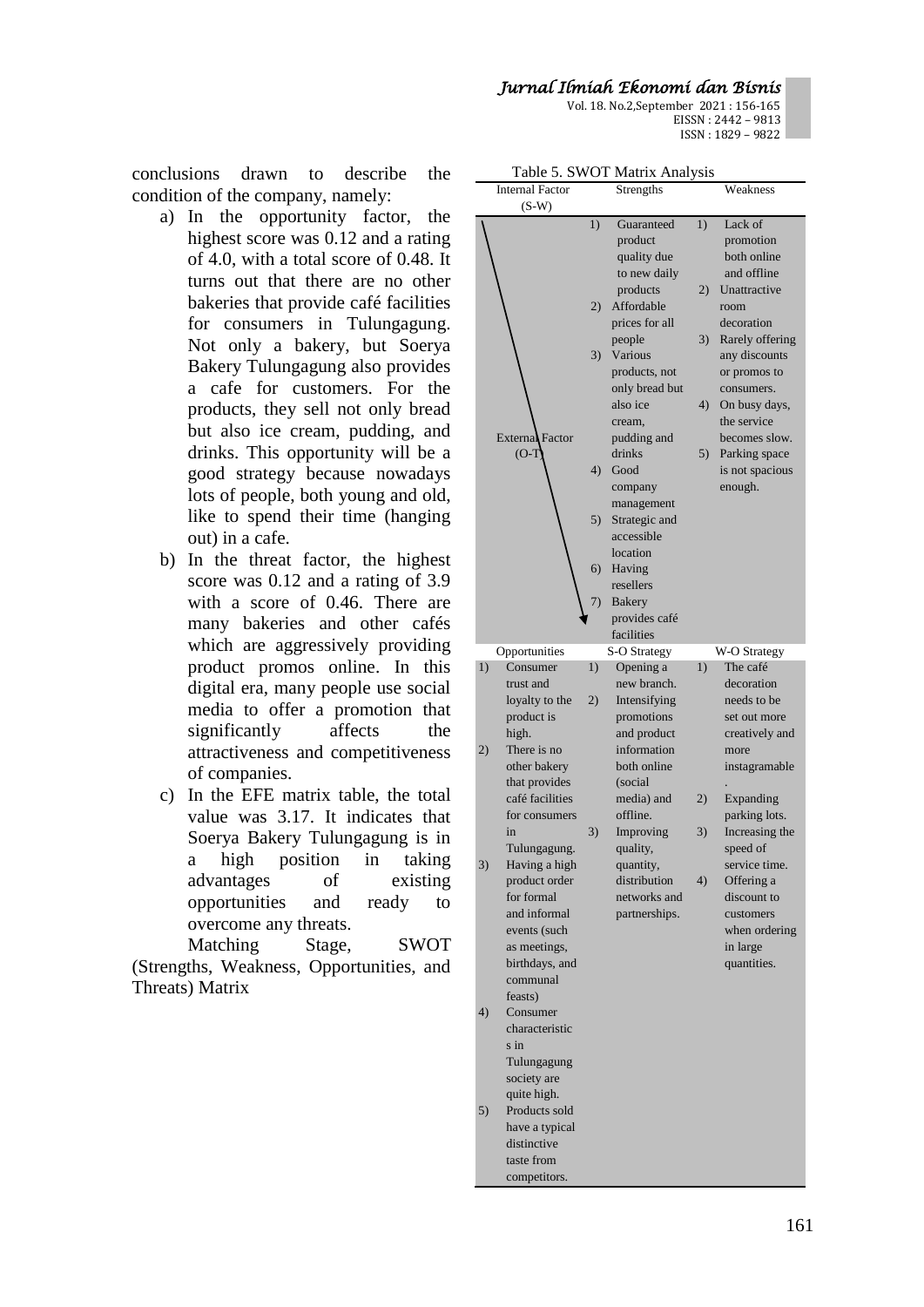conclusions drawn to describe the condition of the company, namely:

a) In the opportunity factor, the highest score was 0.12 and a rating of 4.0, with a total score of 0.48. It turns out that there are no other bakeries that provide café facilities for consumers in Tulungagung. Not only a bakery, but Soerya Bakery Tulungagung also provides a cafe for customers. For the products, they sell not only bread but also ice cream, pudding, and drinks. This opportunity will be a good strategy because nowadays lots of people, both young and old, like to spend their time (hanging out) in a cafe.
b) In the threat factor, the highest score was 0.12 and a rating of 3.9 with a score of 0.46. There are many bakeries and other cafés which are aggressively providing product promos online. In this digital era, many people use social media to offer a promotion that significantly affects the attractiveness and competitiveness of companies.
c) In the EFE matrix table, the total value was 3.17. It indicates that Soerya Bakery Tulungagung is in a high position in taking advantages of existing opportunities and ready to overcome any threats.

Matching Stage, SWOT (Strengths, Weakness, Opportunities, and Threats) Matrix

Table 5. SWOT Matrix Analysis

| Internal Factor (S-W) / External Factor (O-T) | Strengths | Weakness |
|---|---|---|
| | 1) Guaranteed product quality due to new daily products<br>2) Affordable prices for all people<br>3) Various products, not only bread but also ice cream, pudding and drinks<br>4) Good company management<br>5) Strategic and accessible location<br>6) Having resellers<br>7) Bakery provides café facilities | 1) Lack of promotion both online and offline<br>2) Unattractive room decoration<br>3) Rarely offering any discounts or promos to consumers.<br>4) On busy days, the service becomes slow.<br>5) Parking space is not spacious enough. |
| **Opportunities** | **S-O Strategy** | **W-O Strategy** |
| 1) Consumer trust and loyalty to the product is high.<br>2) There is no other bakery that provides café facilities for consumers in Tulungagung.<br>3) Having a high product order for formal and informal events (such as meetings, birthdays, and communal feasts)<br>4) Consumer characteristics in Tulungagung society are quite high.<br>5) Products sold have a typical distinctive taste from competitors. | 1) Opening a new branch.<br>2) Intensifying promotions and product information both online (social media) and offline.<br>3) Improving quality, quantity, distribution networks and partnerships. | 1) The café decoration needs to be set out more creatively and more instagramable.<br>2) Expanding parking lots.<br>3) Increasing the speed of service time.<br>4) Offering a discount to customers when ordering in large quantities. |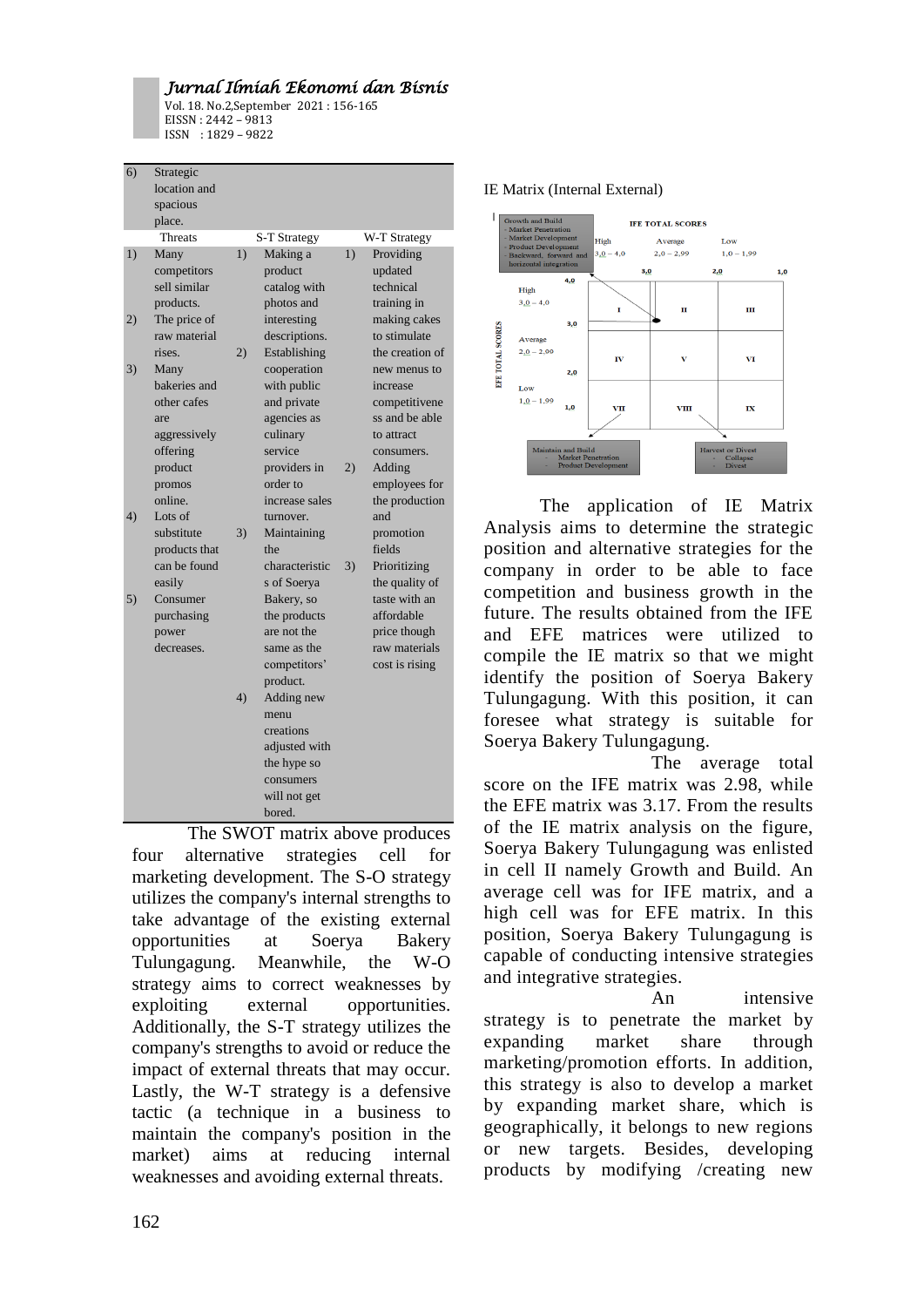| | | | | | |
|---|---|---|---|---|---|
| 6) | Strategic location and spacious place. | | | | |
| | Threats | | S-T Strategy | | W-T Strategy |
| 1) | Many competitors sell similar products. | 1) | Making a product catalog with photos and interesting descriptions. | 1) | Providing updated technical training in making cakes to stimulate the creation of new menus to increase competitiveness and be able to attract consumers. |
| 2) | The price of raw material rises. | 2) | Establishing cooperation with public and private agencies as culinary service providers in order to increase sales turnover. | 2) | Adding employees for the production and promotion fields |
| 3) | Many bakeries and other cafes are aggressively offering product promos online. | 3) | Maintaining the characteristics of Soerya Bakery, so the products are not the same as the competitors' product. | 3) | Prioritizing the quality of taste with an affordable price though raw materials cost is rising |
| 4) | Lots of substitute products that can be found easily | 4) | Adding new menu creations adjusted with the hype so consumers will not get bored. | | |
| 5) | Consumer purchasing power decreases. | | | | |

The SWOT matrix above produces four alternative strategies cell for marketing development. The S-O strategy utilizes the company's internal strengths to take advantage of the existing external opportunities at Soerya Bakery Tulungagung. Meanwhile, the W-O strategy aims to correct weaknesses by exploiting external opportunities. Additionally, the S-T strategy utilizes the company's strengths to avoid or reduce the impact of external threats that may occur. Lastly, the W-T strategy is a defensive tactic (a technique in a business to maintain the company's position in the market) aims at reducing internal weaknesses and avoiding external threats.

IE Matrix (Internal External)

| | | IFE TOTAL SCORES | | |
|---|---|---|---|---|
| | | High 3,0 – 4,0 | Average 2,0 – 2,99 | Low 1,0 – 1,99 |
| EFE TOTAL SCORES | High 3,0 – 4,0 | I | II | III |
| | Average 2,0 – 2,99 | IV | V | VI |
| | Low 1,0 – 1,99 | VII | VIII | IX |

Growth and Build
- Market Penetration
- Market Development
- Product Development
- Backward, forward and horizontal integration

Maintain and Build
- Market Penetration
- Product Development

Harvest or Divest
- Collapse
- Divest

The application of IE Matrix Analysis aims to determine the strategic position and alternative strategies for the company in order to be able to face competition and business growth in the future. The results obtained from the IFE and EFE matrices were utilized to compile the IE matrix so that we might identify the position of Soerya Bakery Tulungagung. With this position, it can foresee what strategy is suitable for Soerya Bakery Tulungagung.

The average total score on the IFE matrix was 2.98, while the EFE matrix was 3.17. From the results of the IE matrix analysis on the figure, Soerya Bakery Tulungagung was enlisted in cell II namely Growth and Build. An average cell was for IFE matrix, and a high cell was for EFE matrix. In this position, Soerya Bakery Tulungagung is capable of conducting intensive strategies and integrative strategies.

An intensive strategy is to penetrate the market by expanding market share through marketing/promotion efforts. In addition, this strategy is also to develop a market by expanding market share, which is geographically, it belongs to new regions or new targets. Besides, developing products by modifying /creating new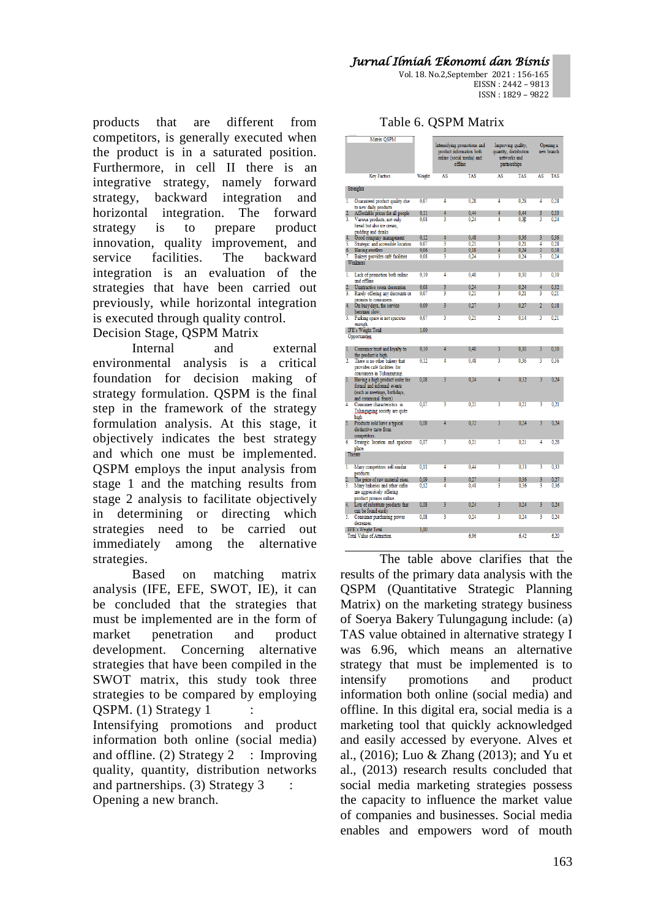products that are different from competitors, is generally executed when the product is in a saturated position. Furthermore, in cell II there is an integrative strategy, namely forward strategy, backward integration and horizontal integration. The forward strategy is to prepare product innovation, quality improvement, and service facilities. The backward integration is an evaluation of the strategies that have been carried out previously, while horizontal integration is executed through quality control.

Decision Stage, QSPM Matrix

Internal and external environmental analysis is a critical foundation for decision making of strategy formulation. QSPM is the final step in the framework of the strategy formulation analysis. At this stage, it objectively indicates the best strategy and which one must be implemented. QSPM employs the input analysis from stage 1 and the matching results from stage 2 analysis to facilitate objectively in determining or directing which strategies need to be carried out immediately among the alternative strategies.

Based on matching matrix analysis (IFE, EFE, SWOT, IE), it can be concluded that the strategies that must be implemented are in the form of market penetration and product development. Concerning alternative strategies that have been compiled in the SWOT matrix, this study took three strategies to be compared by employing QSPM. (1) Strategy 1 : Intensifying promotions and product information both online (social media) and offline. (2) Strategy 2 : Improving quality, quantity, distribution networks and partnerships. (3) Strategy 3 : Opening a new branch.

Table 6. QSPM Matrix

| Matrix QSPM | | Intensifying promotions and product information both online (social media) and offline | | Improving quality, quantity, distribution networks and partnerships | | Opening a new branch | |
|---|---|---|---|---|---|---|---|
| Key Factors | Weight | AS | TAS | AS | TAS | AS | TAS |
| **Strengths** | | | | | | | |
| 1. Guaranteed product quality due to new daily products | 0,07 | 4 | 0,28 | 4 | 0,28 | 4 | 0,28 |
| 2. Affordable prices for all people | 0,11 | 4 | 0,44 | 4 | 0,44 | 3 | 0,33 |
| 3. Various products, not only bread but also ice cream, pudding and drinks | 0,08 | 3 | 0,24 | 4 | 0,32 | 3 | 0,24 |
| 4. Good company management | 0,12 | 4 | 0,48 | 3 | 0,36 | 3 | 0,36 |
| 5. Strategic and accessible location | 0,07 | 3 | 0,21 | 3 | 0,21 | 4 | 0,28 |
| 6. Having resellers | 0,06 | 3 | 0,18 | 4 | 0,24 | 3 | 0,18 |
| 7. Bakery provides café facilities | 0,08 | 3 | 0,24 | 3 | 0,24 | 3 | 0,24 |
| **Weakness** | | | | | | | |
| 1. Lack of promotion both online and offline | 0,10 | 4 | 0,40 | 3 | 0,30 | 3 | 0,30 |
| 2. Unattractive room decoration | 0,08 | 3 | 0,24 | 3 | 0,24 | 4 | 0,32 |
| 3. Rarely offering any discounts or promos to consumers | 0,07 | 3 | 0,21 | 3 | 0,21 | 3 | 0,21 |
| 4. On busy days, the service becomes slow | 0,09 | 3 | 0,27 | 3 | 0,27 | 2 | 0,18 |
| 5. Parking space is not spacious enough | 0,07 | 3 | 0,21 | 2 | 0,14 | 3 | 0,21 |
| IFE's Weight Total | 1,00 | | | | | | |
| **Opportunities** | | | | | | | |
| 1. Consumer trust and loyalty to the product is high | 0,10 | 4 | 0,40 | 3 | 0,30 | 3 | 0,30 |
| 2. There is no other bakery that provides cafe facilities for consumers in Tulungagung | 0,12 | 4 | 0,48 | 3 | 0,36 | 3 | 0,36 |
| 3. Having a high product order for formal and informal events (such as meetings, birthdays, and communal feasts) | 0,08 | 3 | 0,24 | 4 | 0,32 | 3 | 0,24 |
| 4. Consumer characteristics in Tulungagung society are quite high | 0,07 | 3 | 0,21 | 3 | 0,21 | 3 | 0,21 |
| 5. Products sold have a typical distinctive taste from competitors | 0,08 | 4 | 0,32 | 3 | 0,24 | 3 | 0,24 |
| 6. Strategic location and spacious place | 0,07 | 3 | 0,21 | 3 | 0,21 | 4 | 0,28 |
| **Threats** | | | | | | | |
| 1. Many competitors sell similar products | 0,11 | 4 | 0,44 | 3 | 0,33 | 3 | 0,33 |
| 2. The price of raw material rises | 0,09 | 3 | 0,27 | 4 | 0,36 | 3 | 0,27 |
| 3. Many bakeries and other cafes are aggressively offering product promos online | 0,12 | 4 | 0,48 | 3 | 0,36 | 3 | 0,36 |
| 4. Lots of substitute products that can be found easily | 0,08 | 3 | 0,24 | 3 | 0,24 | 3 | 0,24 |
| 5. Consumer purchasing power decreases | 0,08 | 3 | 0,24 | 3 | 0,24 | 3 | 0,24 |
| EFE's Weight Total | 1,00 | | | | | | |
| Total Value of Attraction | | | 6,96 | | 6,42 | | 6,20 |

The table above clarifies that the results of the primary data analysis with the QSPM (Quantitative Strategic Planning Matrix) on the marketing strategy business of Soerya Bakery Tulungagung include: (a) TAS value obtained in alternative strategy I was 6.96, which means an alternative strategy that must be implemented is to intensify promotions and product information both online (social media) and offline. In this digital era, social media is a marketing tool that quickly acknowledged and easily accessed by everyone. Alves et al., (2016); Luo & Zhang (2013); and Yu et al., (2013) research results concluded that social media marketing strategies possess the capacity to influence the market value of companies and businesses. Social media enables and empowers word of mouth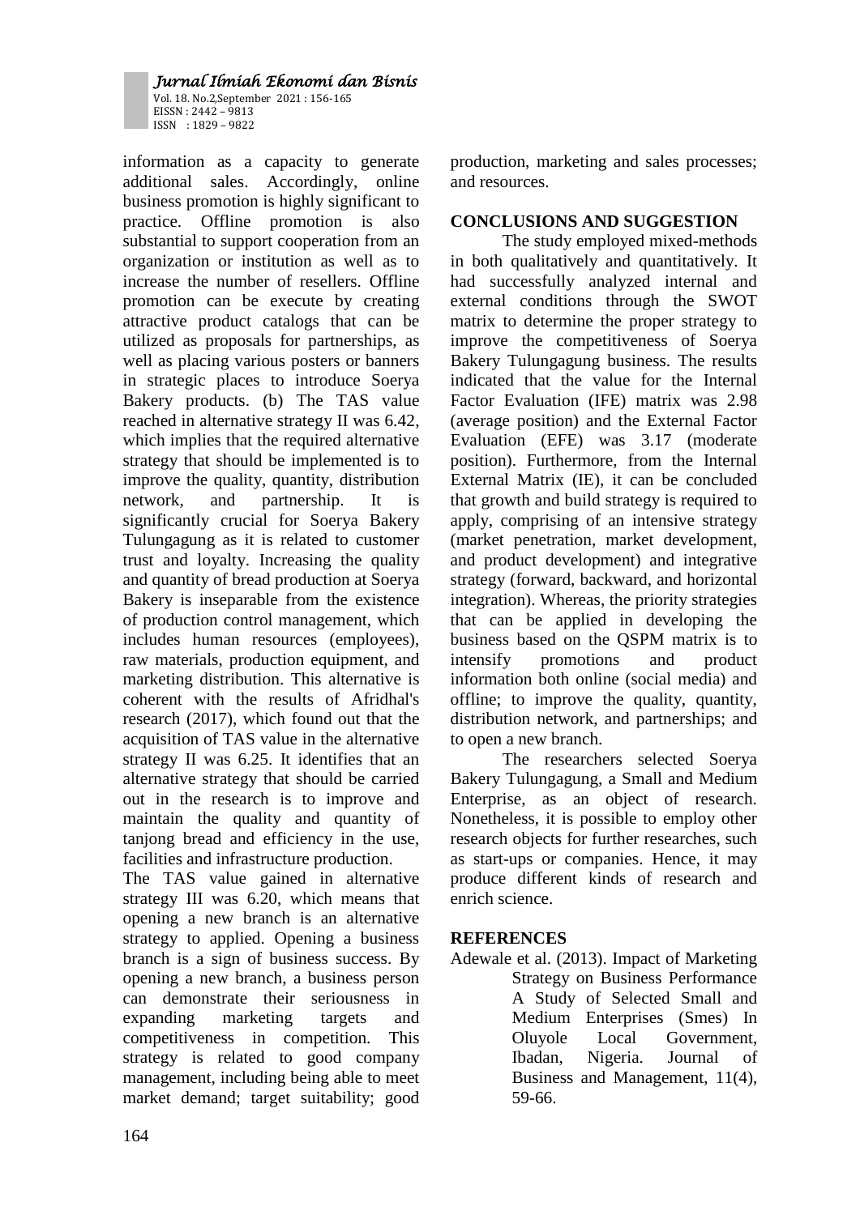information as a capacity to generate additional sales. Accordingly, online business promotion is highly significant to practice. Offline promotion is also substantial to support cooperation from an organization or institution as well as to increase the number of resellers. Offline promotion can be execute by creating attractive product catalogs that can be utilized as proposals for partnerships, as well as placing various posters or banners in strategic places to introduce Soerya Bakery products. (b) The TAS value reached in alternative strategy II was 6.42, which implies that the required alternative strategy that should be implemented is to improve the quality, quantity, distribution network, and partnership. It is significantly crucial for Soerya Bakery Tulungagung as it is related to customer trust and loyalty. Increasing the quality and quantity of bread production at Soerya Bakery is inseparable from the existence of production control management, which includes human resources (employees), raw materials, production equipment, and marketing distribution. This alternative is coherent with the results of Afridhal's research (2017), which found out that the acquisition of TAS value in the alternative strategy II was 6.25. It identifies that an alternative strategy that should be carried out in the research is to improve and maintain the quality and quantity of tanjong bread and efficiency in the use, facilities and infrastructure production.

The TAS value gained in alternative strategy III was 6.20, which means that opening a new branch is an alternative strategy to applied. Opening a business branch is a sign of business success. By opening a new branch, a business person can demonstrate their seriousness in expanding marketing targets and competitiveness in competition. This strategy is related to good company management, including being able to meet market demand; target suitability; good production, marketing and sales processes; and resources.

## CONCLUSIONS AND SUGGESTION

The study employed mixed-methods in both qualitatively and quantitatively. It had successfully analyzed internal and external conditions through the SWOT matrix to determine the proper strategy to improve the competitiveness of Soerya Bakery Tulungagung business. The results indicated that the value for the Internal Factor Evaluation (IFE) matrix was 2.98 (average position) and the External Factor Evaluation (EFE) was 3.17 (moderate position). Furthermore, from the Internal External Matrix (IE), it can be concluded that growth and build strategy is required to apply, comprising of an intensive strategy (market penetration, market development, and product development) and integrative strategy (forward, backward, and horizontal integration). Whereas, the priority strategies that can be applied in developing the business based on the QSPM matrix is to intensify promotions and product information both online (social media) and offline; to improve the quality, quantity, distribution network, and partnerships; and to open a new branch.

The researchers selected Soerya Bakery Tulungagung, a Small and Medium Enterprise, as an object of research. Nonetheless, it is possible to employ other research objects for further researches, such as start-ups or companies. Hence, it may produce different kinds of research and enrich science.

## REFERENCES

Adewale et al. (2013). Impact of Marketing Strategy on Business Performance A Study of Selected Small and Medium Enterprises (Smes) In Oluyole Local Government, Ibadan, Nigeria. Journal of Business and Management, 11(4), 59-66.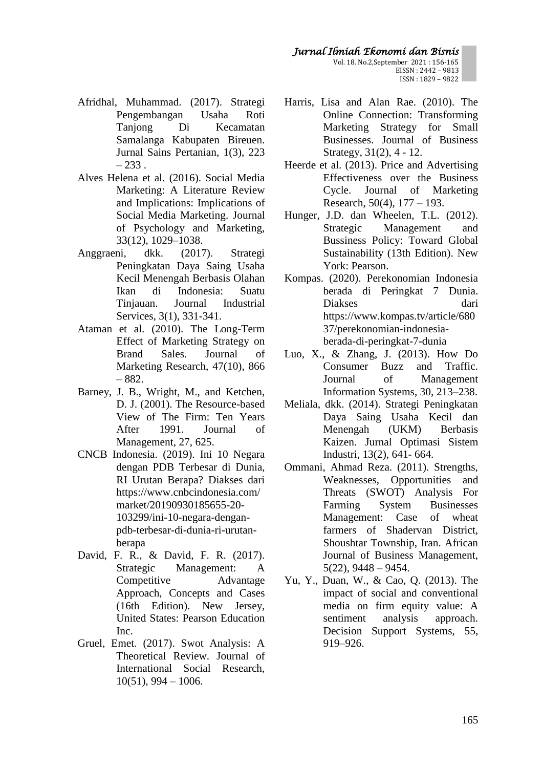Afridhal, Muhammad. (2017). Strategi Pengembangan Usaha Roti Tanjong Di Kecamatan Samalanga Kabupaten Bireuen. Jurnal Sains Pertanian, 1(3), 223 – 233 .

Alves Helena et al. (2016). Social Media Marketing: A Literature Review and Implications: Implications of Social Media Marketing. Journal of Psychology and Marketing, 33(12), 1029–1038.

Anggraeni, dkk. (2017). Strategi Peningkatan Daya Saing Usaha Kecil Menengah Berbasis Olahan Ikan di Indonesia: Suatu Tinjauan. Journal Industrial Services, 3(1), 331-341.

Ataman et al. (2010). The Long-Term Effect of Marketing Strategy on Brand Sales. Journal of Marketing Research, 47(10), 866 – 882.

Barney, J. B., Wright, M., and Ketchen, D. J. (2001). The Resource-based View of The Firm: Ten Years After 1991. Journal of Management, 27, 625.

CNCB Indonesia. (2019). Ini 10 Negara dengan PDB Terbesar di Dunia, RI Urutan Berapa? Diakses dari https://www.cnbcindonesia.com/market/20190930185655-20-103299/ini-10-negara-dengan-pdb-terbesar-di-dunia-ri-urutan-berapa

David, F. R., & David, F. R. (2017). Strategic Management: A Competitive Advantage Approach, Concepts and Cases (16th Edition). New Jersey, United States: Pearson Education Inc.

Gruel, Emet. (2017). Swot Analysis: A Theoretical Review. Journal of International Social Research, 10(51), 994 – 1006.

Harris, Lisa and Alan Rae. (2010). The Online Connection: Transforming Marketing Strategy for Small Businesses. Journal of Business Strategy, 31(2), 4 - 12.

Heerde et al. (2013). Price and Advertising Effectiveness over the Business Cycle. Journal of Marketing Research, 50(4), 177 – 193.

Hunger, J.D. dan Wheelen, T.L. (2012). Strategic Management and Bussiness Policy: Toward Global Sustainability (13th Edition). New York: Pearson.

Kompas. (2020). Perekonomian Indonesia berada di Peringkat 7 Dunia. Diakses dari https://www.kompas.tv/article/68037/perekonomian-indonesia-berada-di-peringkat-7-dunia

Luo, X., & Zhang, J. (2013). How Do Consumer Buzz and Traffic. Journal of Management Information Systems, 30, 213–238.

Meliala, dkk. (2014). Strategi Peningkatan Daya Saing Usaha Kecil dan Menengah (UKM) Berbasis Kaizen. Jurnal Optimasi Sistem Industri, 13(2), 641- 664.

Ommani, Ahmad Reza. (2011). Strengths, Weaknesses, Opportunities and Threats (SWOT) Analysis For Farming System Businesses Management: Case of wheat farmers of Shadervan District, Shoushtar Township, Iran. African Journal of Business Management, 5(22), 9448 – 9454.

Yu, Y., Duan, W., & Cao, Q. (2013). The impact of social and conventional media on firm equity value: A sentiment analysis approach. Decision Support Systems, 55, 919–926.